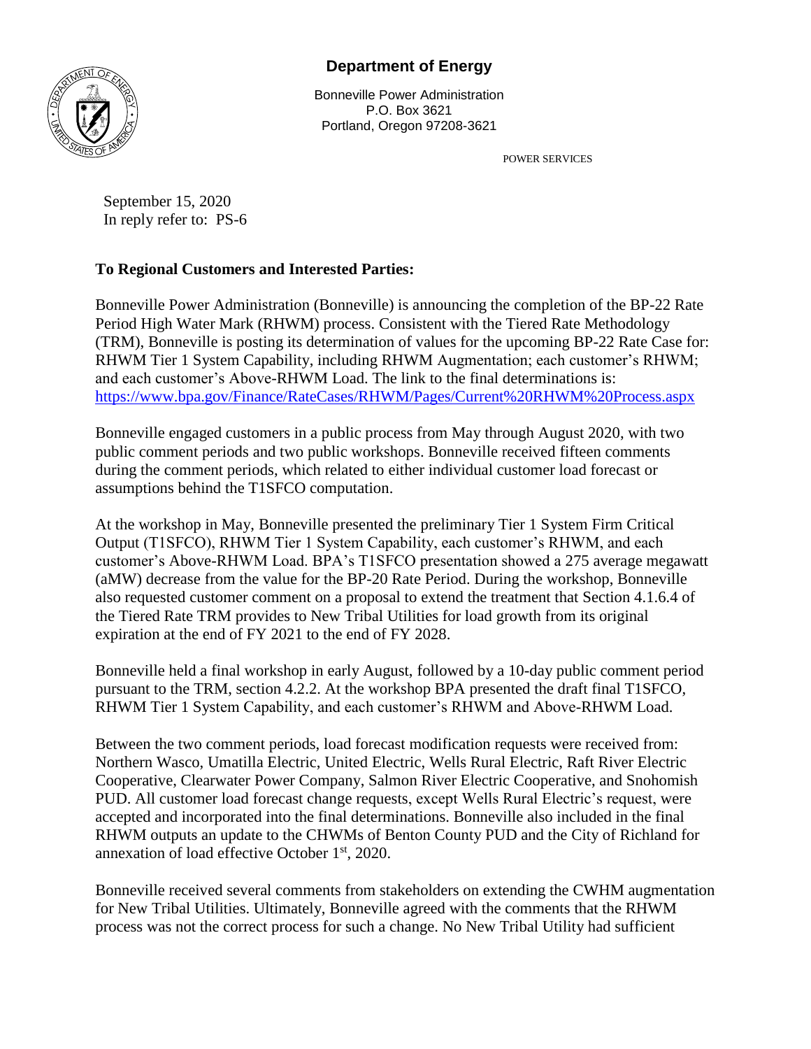**Department of Energy**

Bonneville Power Administration
P.O. Box 3621
Portland, Oregon 97208-3621

POWER SERVICES

September 15, 2020
In reply refer to: PS-6

**To Regional Customers and Interested Parties:**

Bonneville Power Administration (Bonneville) is announcing the completion of the BP-22 Rate Period High Water Mark (RHWM) process. Consistent with the Tiered Rate Methodology (TRM), Bonneville is posting its determination of values for the upcoming BP-22 Rate Case for: RHWM Tier 1 System Capability, including RHWM Augmentation; each customer's RHWM; and each customer's Above-RHWM Load. The link to the final determinations is: https://www.bpa.gov/Finance/RateCases/RHWM/Pages/Current%20RHWM%20Process.aspx

Bonneville engaged customers in a public process from May through August 2020, with two public comment periods and two public workshops. Bonneville received fifteen comments during the comment periods, which related to either individual customer load forecast or assumptions behind the T1SFCO computation.

At the workshop in May, Bonneville presented the preliminary Tier 1 System Firm Critical Output (T1SFCO), RHWM Tier 1 System Capability, each customer's RHWM, and each customer's Above-RHWM Load. BPA's T1SFCO presentation showed a 275 average megawatt (aMW) decrease from the value for the BP-20 Rate Period. During the workshop, Bonneville also requested customer comment on a proposal to extend the treatment that Section 4.1.6.4 of the Tiered Rate TRM provides to New Tribal Utilities for load growth from its original expiration at the end of FY 2021 to the end of FY 2028.

Bonneville held a final workshop in early August, followed by a 10-day public comment period pursuant to the TRM, section 4.2.2. At the workshop BPA presented the draft final T1SFCO, RHWM Tier 1 System Capability, and each customer's RHWM and Above-RHWM Load.

Between the two comment periods, load forecast modification requests were received from: Northern Wasco, Umatilla Electric, United Electric, Wells Rural Electric, Raft River Electric Cooperative, Clearwater Power Company, Salmon River Electric Cooperative, and Snohomish PUD. All customer load forecast change requests, except Wells Rural Electric's request, were accepted and incorporated into the final determinations. Bonneville also included in the final RHWM outputs an update to the CHWMs of Benton County PUD and the City of Richland for annexation of load effective October 1st, 2020.

Bonneville received several comments from stakeholders on extending the CWHM augmentation for New Tribal Utilities. Ultimately, Bonneville agreed with the comments that the RHWM process was not the correct process for such a change. No New Tribal Utility had sufficient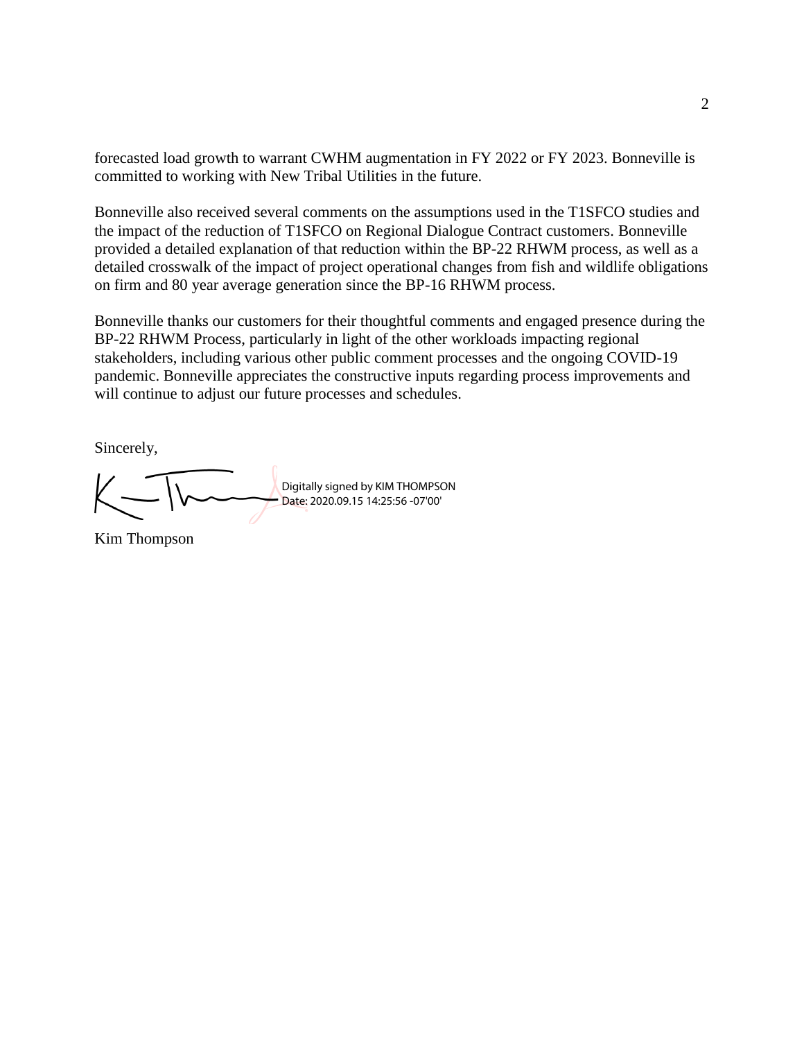forecasted load growth to warrant CWHM augmentation in FY 2022 or FY 2023. Bonneville is committed to working with New Tribal Utilities in the future.

Bonneville also received several comments on the assumptions used in the T1SFCO studies and the impact of the reduction of T1SFCO on Regional Dialogue Contract customers. Bonneville provided a detailed explanation of that reduction within the BP-22 RHWM process, as well as a detailed crosswalk of the impact of project operational changes from fish and wildlife obligations on firm and 80 year average generation since the BP-16 RHWM process.

Bonneville thanks our customers for their thoughtful comments and engaged presence during the BP-22 RHWM Process, particularly in light of the other workloads impacting regional stakeholders, including various other public comment processes and the ongoing COVID-19 pandemic. Bonneville appreciates the constructive inputs regarding process improvements and will continue to adjust our future processes and schedules.

Sincerely,

Digitally signed by KIM THOMPSON
Date: 2020.09.15 14:25:56 -07'00'

Kim Thompson